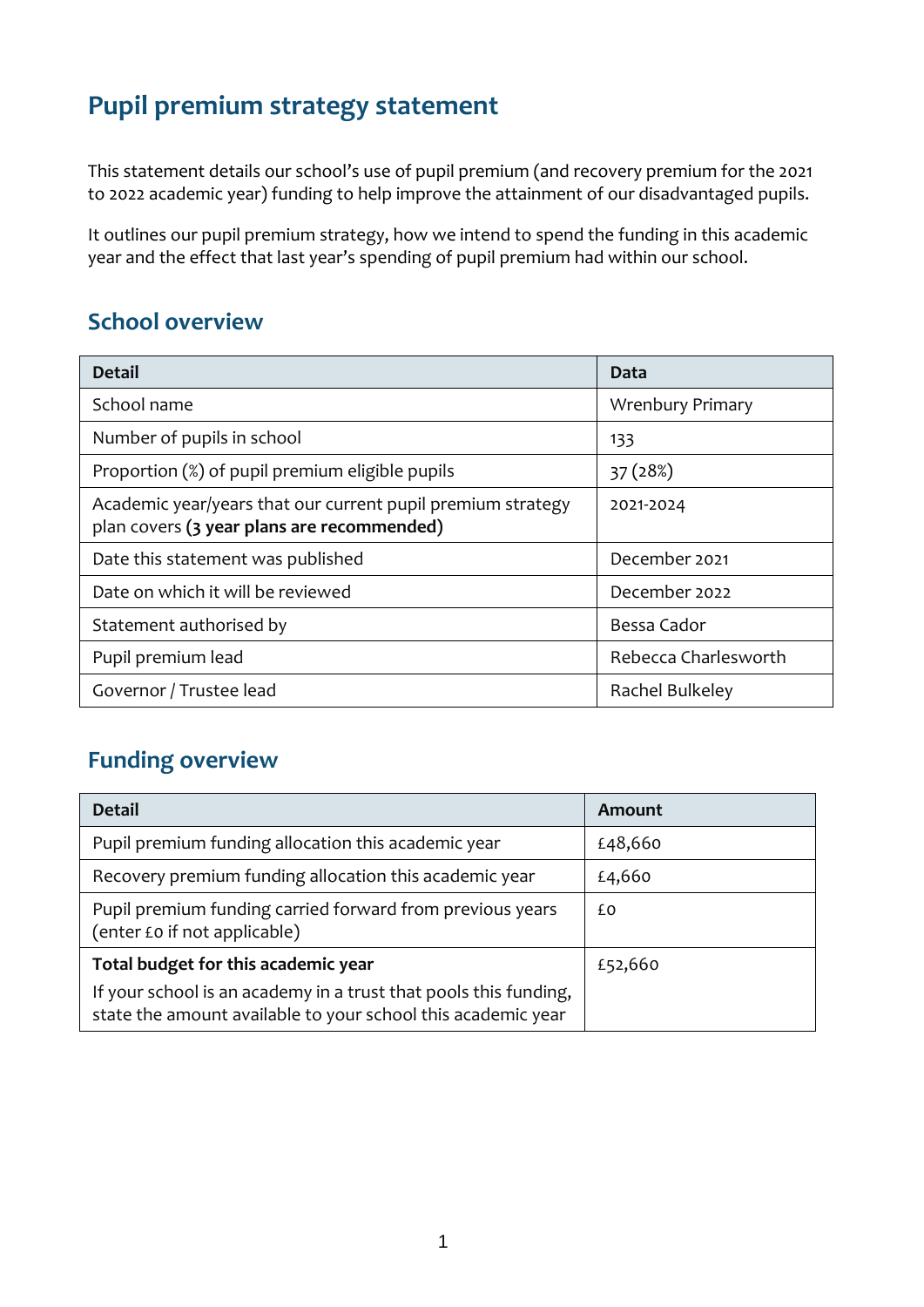# Pupil premium strategy statement

This statement details our school's use of pupil premium (and recovery premium for the 2021 to 2022 academic year) funding to help improve the attainment of our disadvantaged pupils.

It outlines our pupil premium strategy, how we intend to spend the funding in this academic year and the effect that last year's spending of pupil premium had within our school.

## School overview

| Detail | Data |
| --- | --- |
| School name | Wrenbury Primary |
| Number of pupils in school | 133 |
| Proportion (%) of pupil premium eligible pupils | 37 (28%) |
| Academic year/years that our current pupil premium strategy plan covers **(3 year plans are recommended)** | 2021-2024 |
| Date this statement was published | December 2021 |
| Date on which it will be reviewed | December 2022 |
| Statement authorised by | Bessa Cador |
| Pupil premium lead | Rebecca Charlesworth |
| Governor / Trustee lead | Rachel Bulkeley |

## Funding overview

| Detail | Amount |
| --- | --- |
| Pupil premium funding allocation this academic year | £48,660 |
| Recovery premium funding allocation this academic year | £4,660 |
| Pupil premium funding carried forward from previous years (enter £0 if not applicable) | £0 |
| **Total budget for this academic year**<br>If your school is an academy in a trust that pools this funding, state the amount available to your school this academic year | £52,660 |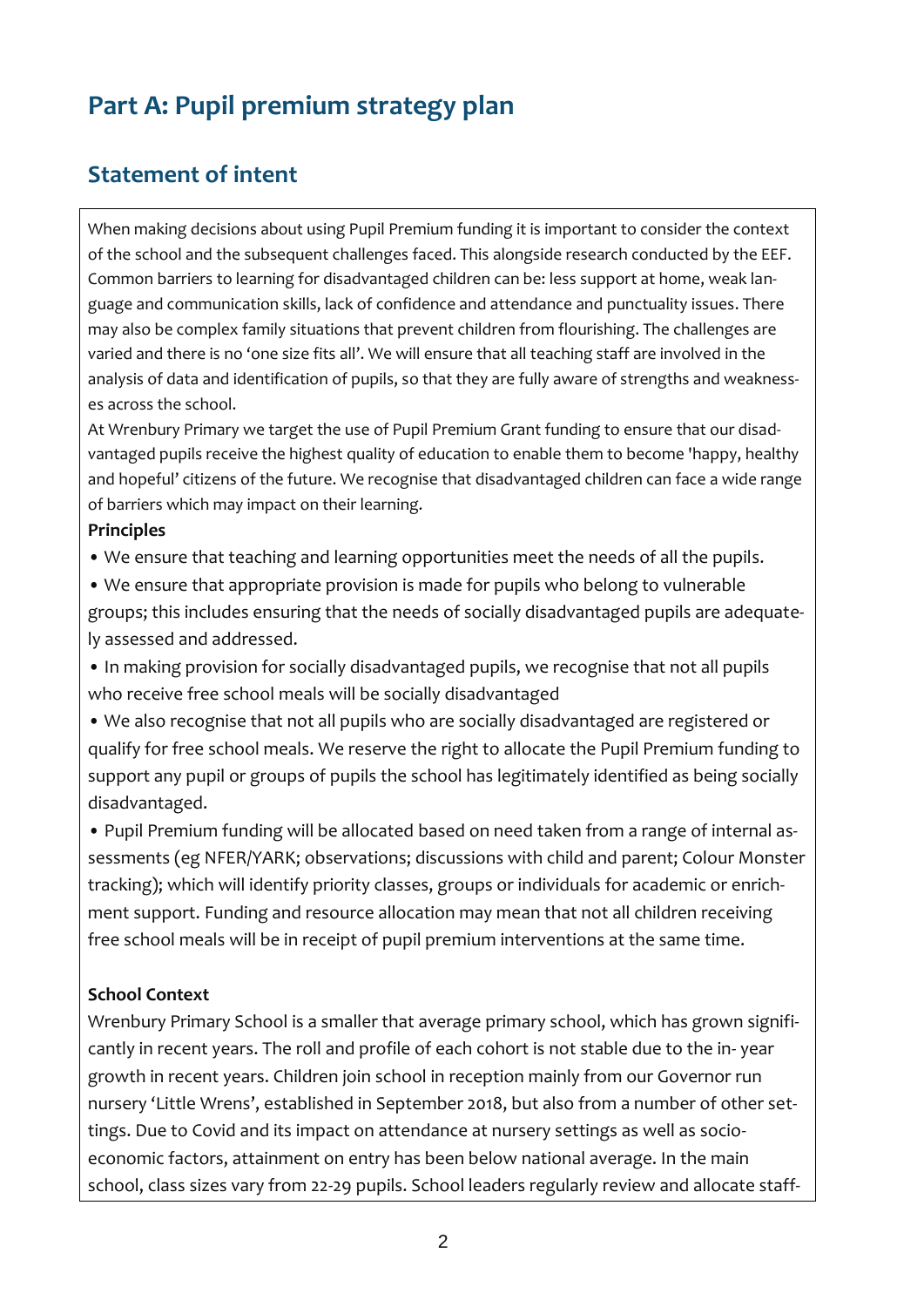# Part A: Pupil premium strategy plan

## Statement of intent

When making decisions about using Pupil Premium funding it is important to consider the context of the school and the subsequent challenges faced. This alongside research conducted by the EEF. Common barriers to learning for disadvantaged children can be: less support at home, weak language and communication skills, lack of confidence and attendance and punctuality issues. There may also be complex family situations that prevent children from flourishing. The challenges are varied and there is no 'one size fits all'. We will ensure that all teaching staff are involved in the analysis of data and identification of pupils, so that they are fully aware of strengths and weaknesses across the school.

At Wrenbury Primary we target the use of Pupil Premium Grant funding to ensure that our disadvantaged pupils receive the highest quality of education to enable them to become 'happy, healthy and hopeful' citizens of the future. We recognise that disadvantaged children can face a wide range of barriers which may impact on their learning.

**Principles**

- We ensure that teaching and learning opportunities meet the needs of all the pupils.
- We ensure that appropriate provision is made for pupils who belong to vulnerable groups; this includes ensuring that the needs of socially disadvantaged pupils are adequately assessed and addressed.
- In making provision for socially disadvantaged pupils, we recognise that not all pupils who receive free school meals will be socially disadvantaged
- We also recognise that not all pupils who are socially disadvantaged are registered or qualify for free school meals. We reserve the right to allocate the Pupil Premium funding to support any pupil or groups of pupils the school has legitimately identified as being socially disadvantaged.
- Pupil Premium funding will be allocated based on need taken from a range of internal assessments (eg NFER/YARK; observations; discussions with child and parent; Colour Monster tracking); which will identify priority classes, groups or individuals for academic or enrichment support. Funding and resource allocation may mean that not all children receiving free school meals will be in receipt of pupil premium interventions at the same time.

**School Context**

Wrenbury Primary School is a smaller that average primary school, which has grown significantly in recent years. The roll and profile of each cohort is not stable due to the in- year growth in recent years. Children join school in reception mainly from our Governor run nursery 'Little Wrens', established in September 2018, but also from a number of other settings. Due to Covid and its impact on attendance at nursery settings as well as socio-economic factors, attainment on entry has been below national average. In the main school, class sizes vary from 22-29 pupils. School leaders regularly review and allocate staff-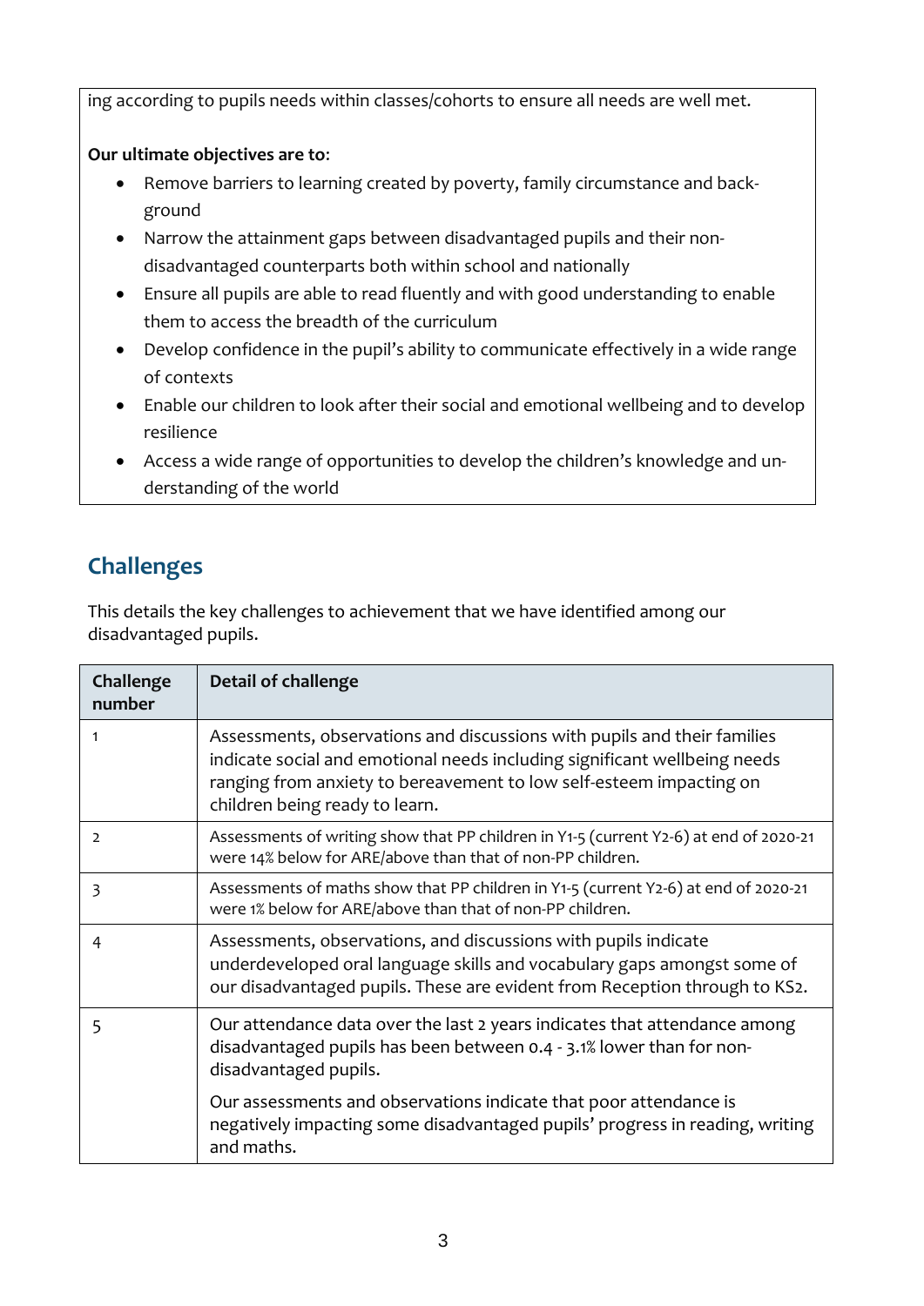ing according to pupils needs within classes/cohorts to ensure all needs are well met.

**Our ultimate objectives are to**:

- Remove barriers to learning created by poverty, family circumstance and background
- Narrow the attainment gaps between disadvantaged pupils and their non-disadvantaged counterparts both within school and nationally
- Ensure all pupils are able to read fluently and with good understanding to enable them to access the breadth of the curriculum
- Develop confidence in the pupil's ability to communicate effectively in a wide range of contexts
- Enable our children to look after their social and emotional wellbeing and to develop resilience
- Access a wide range of opportunities to develop the children's knowledge and understanding of the world

## Challenges

This details the key challenges to achievement that we have identified among our disadvantaged pupils.

| Challenge number | Detail of challenge |
|---|---|
| 1 | Assessments, observations and discussions with pupils and their families indicate social and emotional needs including significant wellbeing needs ranging from anxiety to bereavement to low self-esteem impacting on children being ready to learn. |
| 2 | Assessments of writing show that PP children in Y1-5 (current Y2-6) at end of 2020-21 were 14% below for ARE/above than that of non-PP children. |
| 3 | Assessments of maths show that PP children in Y1-5 (current Y2-6) at end of 2020-21 were 1% below for ARE/above than that of non-PP children. |
| 4 | Assessments, observations, and discussions with pupils indicate underdeveloped oral language skills and vocabulary gaps amongst some of our disadvantaged pupils. These are evident from Reception through to KS2. |
| 5 | Our attendance data over the last 2 years indicates that attendance among disadvantaged pupils has been between 0.4 - 3.1% lower than for non-disadvantaged pupils.<br><br>Our assessments and observations indicate that poor attendance is negatively impacting some disadvantaged pupils' progress in reading, writing and maths. |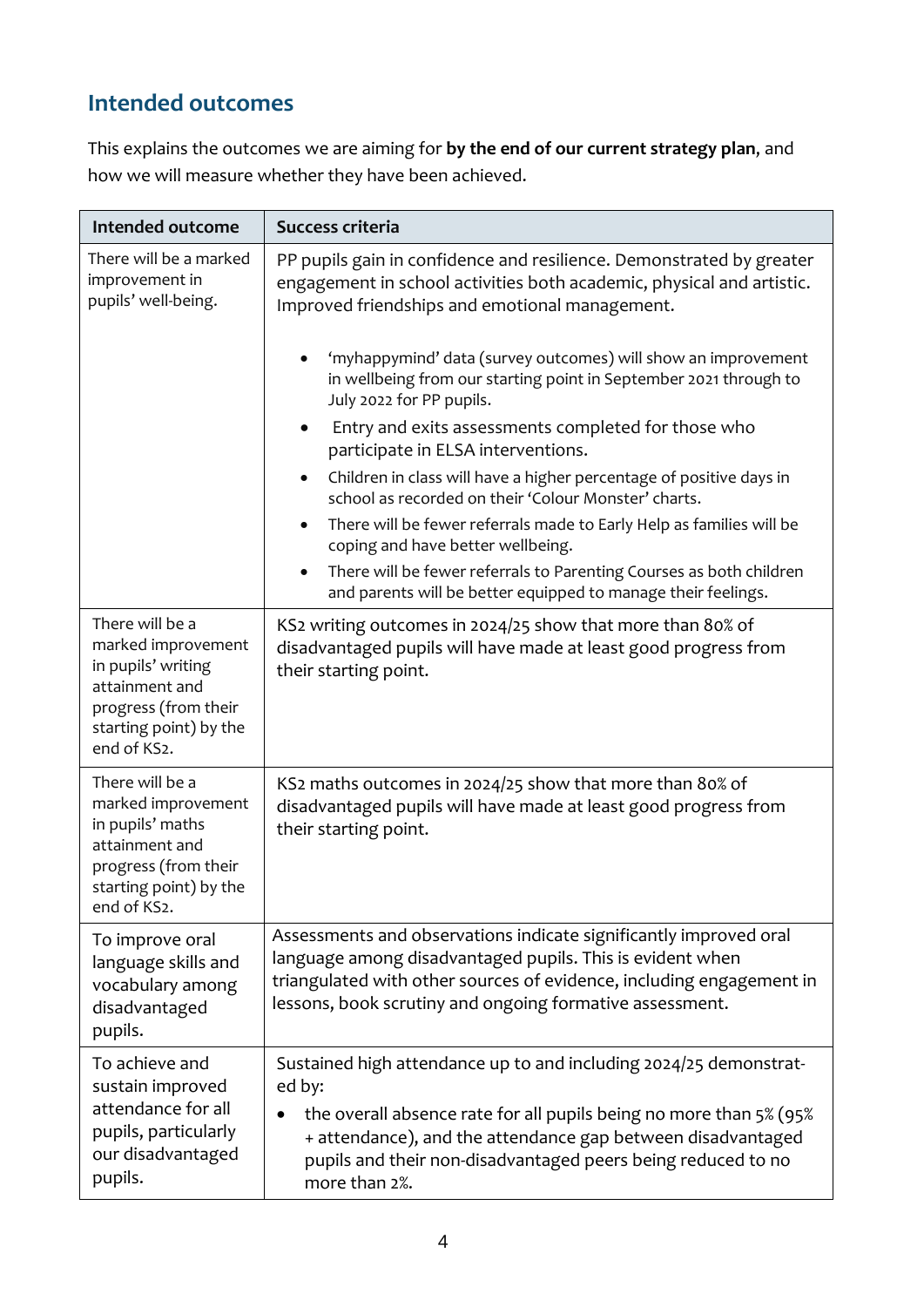## Intended outcomes

This explains the outcomes we are aiming for **by the end of our current strategy plan**, and how we will measure whether they have been achieved.

| Intended outcome | Success criteria |
|---|---|
| There will be a marked improvement in pupils' well-being. | PP pupils gain in confidence and resilience. Demonstrated by greater engagement in school activities both academic, physical and artistic. Improved friendships and emotional management.<br><br>• 'myhappymind' data (survey outcomes) will show an improvement in wellbeing from our starting point in September 2021 through to July 2022 for PP pupils.<br>• Entry and exits assessments completed for those who participate in ELSA interventions.<br>• Children in class will have a higher percentage of positive days in school as recorded on their 'Colour Monster' charts.<br>• There will be fewer referrals made to Early Help as families will be coping and have better wellbeing.<br>• There will be fewer referrals to Parenting Courses as both children and parents will be better equipped to manage their feelings. |
| There will be a marked improvement in pupils' writing attainment and progress (from their starting point) by the end of KS2. | KS2 writing outcomes in 2024/25 show that more than 80% of disadvantaged pupils will have made at least good progress from their starting point. |
| There will be a marked improvement in pupils' maths attainment and progress (from their starting point) by the end of KS2. | KS2 maths outcomes in 2024/25 show that more than 80% of disadvantaged pupils will have made at least good progress from their starting point. |
| To improve oral language skills and vocabulary among disadvantaged pupils. | Assessments and observations indicate significantly improved oral language among disadvantaged pupils. This is evident when triangulated with other sources of evidence, including engagement in lessons, book scrutiny and ongoing formative assessment. |
| To achieve and sustain improved attendance for all pupils, particularly our disadvantaged pupils. | Sustained high attendance up to and including 2024/25 demonstrated by:<br>• the overall absence rate for all pupils being no more than 5% (95% + attendance), and the attendance gap between disadvantaged pupils and their non-disadvantaged peers being reduced to no more than 2%. |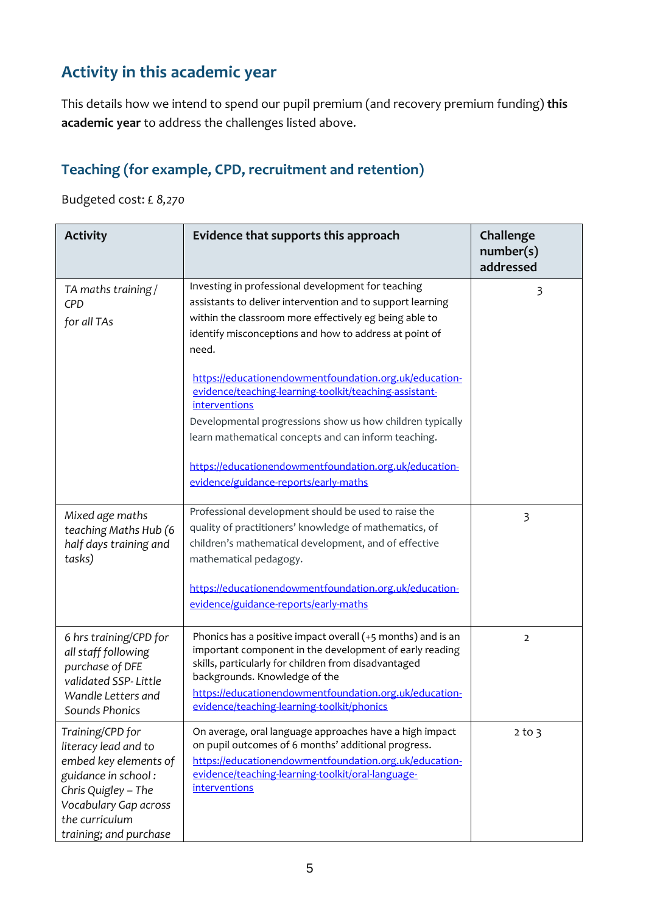## Activity in this academic year

This details how we intend to spend our pupil premium (and recovery premium funding) **this academic year** to address the challenges listed above.

### Teaching (for example, CPD, recruitment and retention)

Budgeted cost: £ *8,270*

| Activity | Evidence that supports this approach | Challenge number(s) addressed |
|---|---|---|
| *TA maths training / CPD for all TAs* | Investing in professional development for teaching assistants to deliver intervention and to support learning within the classroom more effectively eg being able to identify misconceptions and how to address at point of need.<br><br>https://educationendowmentfoundation.org.uk/education-evidence/teaching-learning-toolkit/teaching-assistant-interventions<br>Developmental progressions show us how children typically learn mathematical concepts and can inform teaching.<br><br>https://educationendowmentfoundation.org.uk/education-evidence/guidance-reports/early-maths | 3 |
| *Mixed age maths teaching Maths Hub (6 half days training and tasks)* | Professional development should be used to raise the quality of practitioners' knowledge of mathematics, of children's mathematical development, and of effective mathematical pedagogy.<br><br>https://educationendowmentfoundation.org.uk/education-evidence/guidance-reports/early-maths | 3 |
| *6 hrs training/CPD for all staff following purchase of DFE validated SSP- Little Wandle Letters and Sounds Phonics* | Phonics has a positive impact overall (+5 months) and is an important component in the development of early reading skills, particularly for children from disadvantaged backgrounds. Knowledge of the https://educationendowmentfoundation.org.uk/education-evidence/teaching-learning-toolkit/phonics | 2 |
| *Training/CPD for literacy lead and to embed key elements of guidance in school : Chris Quigley – The Vocabulary Gap across the curriculum training; and purchase* | On average, oral language approaches have a high impact on pupil outcomes of 6 months' additional progress.<br>https://educationendowmentfoundation.org.uk/education-evidence/teaching-learning-toolkit/oral-language-interventions | 2 to 3 |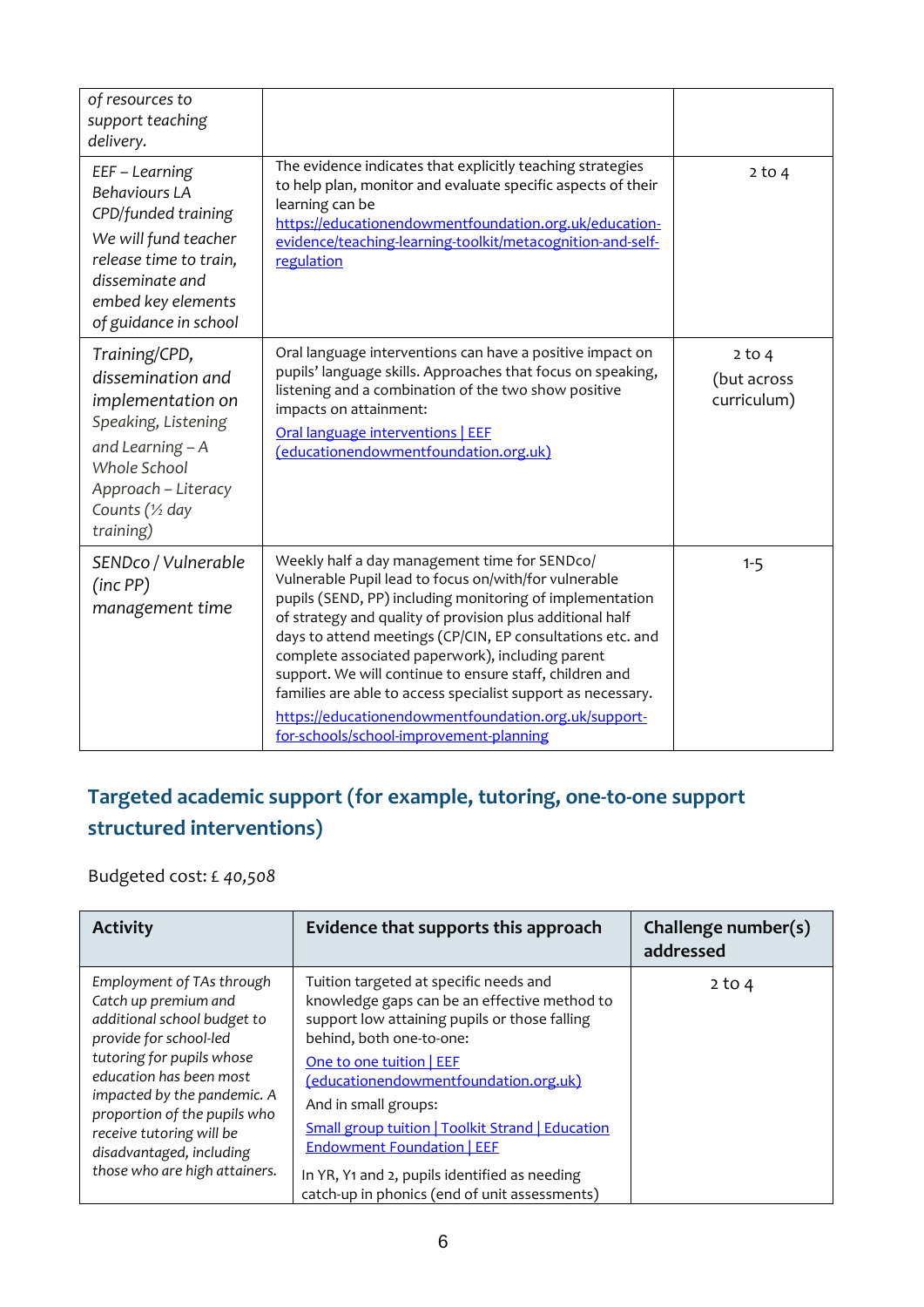| | | |
|---|---|---|
| *of resources to support teaching delivery.* | | |
| *EEF – Learning Behaviours LA CPD/funded training* *We will fund teacher release time to train, disseminate and embed key elements of guidance in school* | The evidence indicates that explicitly teaching strategies to help plan, monitor and evaluate specific aspects of their learning can be [https://educationendowmentfoundation.org.uk/education-evidence/teaching-learning-toolkit/metacognition-and-self-regulation](https://educationendowmentfoundation.org.uk/education-evidence/teaching-learning-toolkit/metacognition-and-self-regulation) | 2 to 4 |
| *Training/CPD, dissemination and implementation on Speaking, Listening and Learning – A Whole School Approach – Literacy Counts (½ day training)* | Oral language interventions can have a positive impact on pupils' language skills. Approaches that focus on speaking, listening and a combination of the two show positive impacts on attainment: [Oral language interventions \| EEF (educationendowmentfoundation.org.uk)](https://educationendowmentfoundation.org.uk) | 2 to 4 (but across curriculum) |
| *SENDco / Vulnerable (inc PP) management time* | Weekly half a day management time for SENDco/ Vulnerable Pupil lead to focus on/with/for vulnerable pupils (SEND, PP) including monitoring of implementation of strategy and quality of provision plus additional half days to attend meetings (CP/CIN, EP consultations etc. and complete associated paperwork), including parent support. We will continue to ensure staff, children and families are able to access specialist support as necessary. [https://educationendowmentfoundation.org.uk/support-for-schools/school-improvement-planning](https://educationendowmentfoundation.org.uk/support-for-schools/school-improvement-planning) | 1-5 |

## Targeted academic support (for example, tutoring, one-to-one support structured interventions)

Budgeted cost: £ *40,508*

| Activity | Evidence that supports this approach | Challenge number(s) addressed |
|---|---|---|
| *Employment of TAs through Catch up premium and additional school budget to provide for school-led tutoring for pupils whose education has been most impacted by the pandemic. A proportion of the pupils who receive tutoring will be disadvantaged, including those who are high attainers.* | Tuition targeted at specific needs and knowledge gaps can be an effective method to support low attaining pupils or those falling behind, both one-to-one: [One to one tuition \| EEF (educationendowmentfoundation.org.uk)](https://educationendowmentfoundation.org.uk) And in small groups: [Small group tuition \| Toolkit Strand \| Education Endowment Foundation \| EEF](https://educationendowmentfoundation.org.uk) In YR, Y1 and 2, pupils identified as needing catch-up in phonics (end of unit assessments) | 2 to 4 |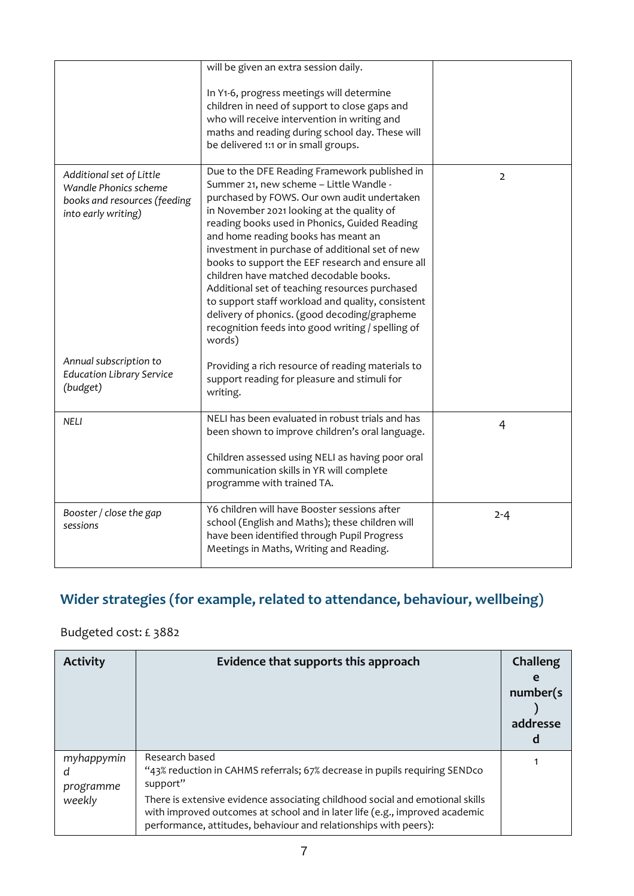| | | |
|---|---|---|
| | will be given an extra session daily.<br><br>In Y1-6, progress meetings will determine children in need of support to close gaps and who will receive intervention in writing and maths and reading during school day. These will be delivered 1:1 or in small groups. | |
| *Additional set of Little Wandle Phonics scheme books and resources (feeding into early writing)*<br><br>*Annual subscription to Education Library Service (budget)* | Due to the DFE Reading Framework published in Summer 21, new scheme – Little Wandle - purchased by FOWS. Our own audit undertaken in November 2021 looking at the quality of reading books used in Phonics, Guided Reading and home reading books has meant an investment in purchase of additional set of new books to support the EEF research and ensure all children have matched decodable books. Additional set of teaching resources purchased to support staff workload and quality, consistent delivery of phonics. (good decoding/grapheme recognition feeds into good writing / spelling of words)<br><br>Providing a rich resource of reading materials to support reading for pleasure and stimuli for writing. | 2 |
| *NELI* | NELI has been evaluated in robust trials and has been shown to improve children's oral language.<br><br>Children assessed using NELI as having poor oral communication skills in YR will complete programme with trained TA. | 4 |
| *Booster / close the gap sessions* | Y6 children will have Booster sessions after school (English and Maths); these children will have been identified through Pupil Progress Meetings in Maths, Writing and Reading. | 2-4 |

## Wider strategies (for example, related to attendance, behaviour, wellbeing)

Budgeted cost: £ 3882

| Activity | Evidence that supports this approach | Challenge number(s) addressed |
|---|---|---|
| *myhappymind programme weekly* | Research based<br>"43% reduction in CAHMS referrals; 67% decrease in pupils requiring SENDco support"<br>There is extensive evidence associating childhood social and emotional skills with improved outcomes at school and in later life (e.g., improved academic performance, attitudes, behaviour and relationships with peers): | 1 |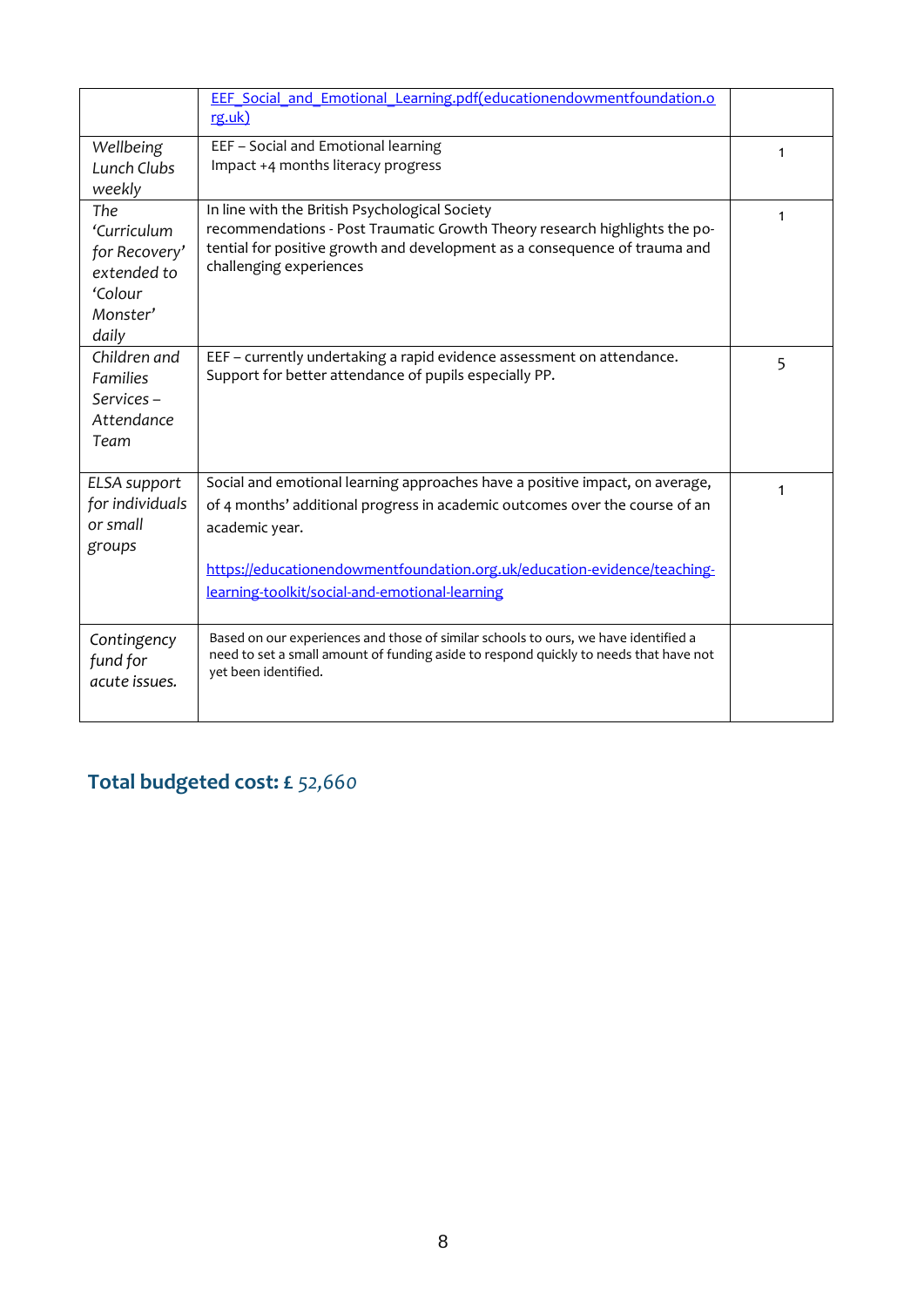| | | |
|---|---|---|
| | [EEF_Social_and_Emotional_Learning.pdf(educationendowmentfoundation.org.uk)](EEF_Social_and_Emotional_Learning.pdf(educationendowmentfoundation.org.uk)) | |
| *Wellbeing Lunch Clubs weekly* | EEF – Social and Emotional learning<br>Impact +4 months literacy progress | 1 |
| *The 'Curriculum for Recovery' extended to 'Colour Monster' daily* | In line with the British Psychological Society recommendations - Post Traumatic Growth Theory research highlights the potential for positive growth and development as a consequence of trauma and challenging experiences | 1 |
| *Children and Families Services – Attendance Team* | EEF – currently undertaking a rapid evidence assessment on attendance. Support for better attendance of pupils especially PP. | 5 |
| *ELSA support for individuals or small groups* | Social and emotional learning approaches have a positive impact, on average, of 4 months' additional progress in academic outcomes over the course of an academic year.<br><br>https://educationendowmentfoundation.org.uk/education-evidence/teaching-learning-toolkit/social-and-emotional-learning | 1 |
| *Contingency fund for acute issues.* | Based on our experiences and those of similar schools to ours, we have identified a need to set a small amount of funding aside to respond quickly to needs that have not yet been identified. | |

## Total budgeted cost: £ 52,660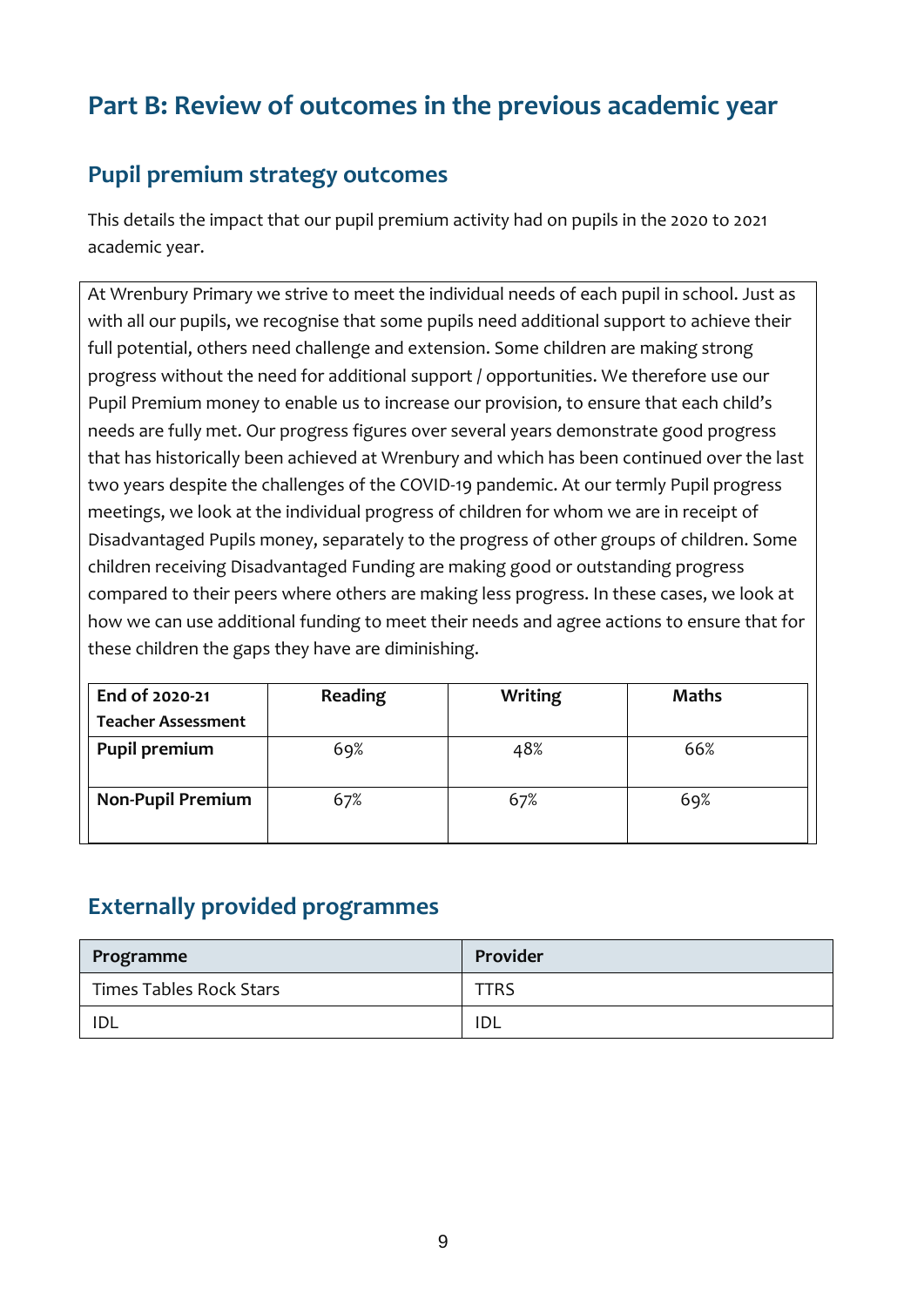# Part B: Review of outcomes in the previous academic year

## Pupil premium strategy outcomes

This details the impact that our pupil premium activity had on pupils in the 2020 to 2021 academic year.

At Wrenbury Primary we strive to meet the individual needs of each pupil in school. Just as with all our pupils, we recognise that some pupils need additional support to achieve their full potential, others need challenge and extension. Some children are making strong progress without the need for additional support / opportunities. We therefore use our Pupil Premium money to enable us to increase our provision, to ensure that each child's needs are fully met. Our progress figures over several years demonstrate good progress that has historically been achieved at Wrenbury and which has been continued over the last two years despite the challenges of the COVID-19 pandemic. At our termly Pupil progress meetings, we look at the individual progress of children for whom we are in receipt of Disadvantaged Pupils money, separately to the progress of other groups of children. Some children receiving Disadvantaged Funding are making good or outstanding progress compared to their peers where others are making less progress. In these cases, we look at how we can use additional funding to meet their needs and agree actions to ensure that for these children the gaps they have are diminishing.

| End of 2020-21 Teacher Assessment | Reading | Writing | Maths |
|---|---|---|---|
| **Pupil premium** | 69% | 48% | 66% |
| **Non-Pupil Premium** | 67% | 67% | 69% |

## Externally provided programmes

| Programme | Provider |
|---|---|
| Times Tables Rock Stars | TTRS |
| IDL | IDL |